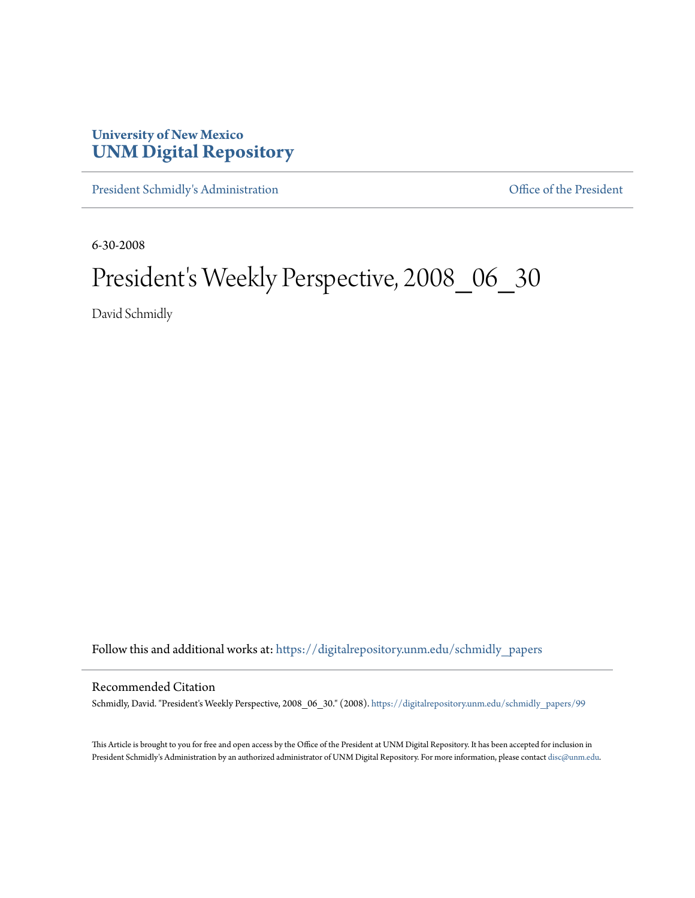**University of New Mexico**
**UNM Digital Repository**

President Schmidly's Administration | Office of the President

6-30-2008

# President's Weekly Perspective, 2008_06_30

David Schmidly

Follow this and additional works at: https://digitalrepository.unm.edu/schmidly_papers

## Recommended Citation

Schmidly, David. "President's Weekly Perspective, 2008_06_30." (2008). https://digitalrepository.unm.edu/schmidly_papers/99

This Article is brought to you for free and open access by the Office of the President at UNM Digital Repository. It has been accepted for inclusion in President Schmidly's Administration by an authorized administrator of UNM Digital Repository. For more information, please contact disc@unm.edu.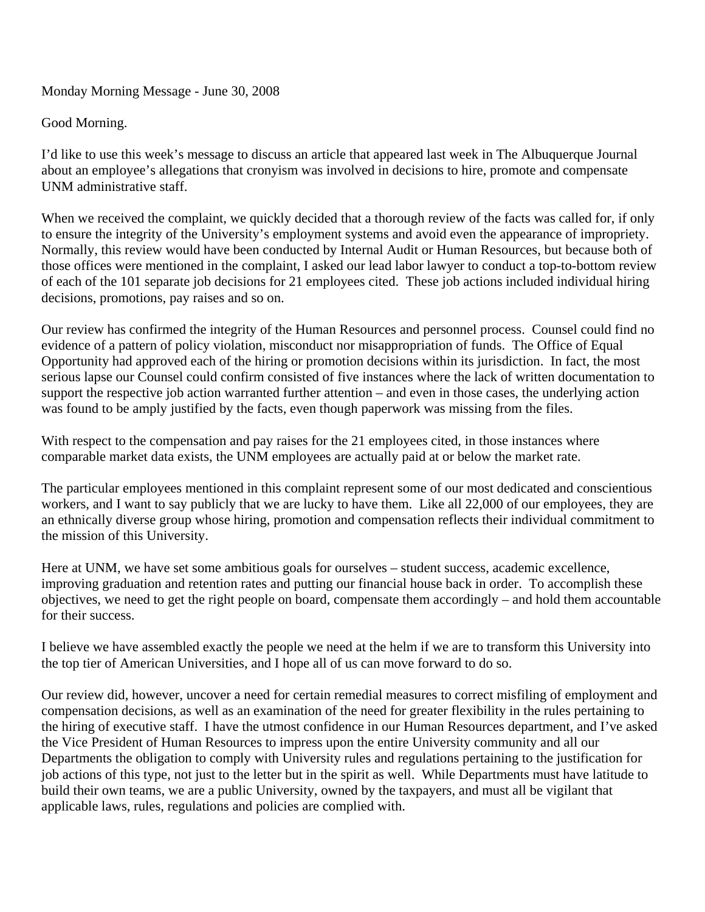Monday Morning Message - June 30, 2008

Good Morning.

I'd like to use this week's message to discuss an article that appeared last week in The Albuquerque Journal about an employee's allegations that cronyism was involved in decisions to hire, promote and compensate UNM administrative staff.

When we received the complaint, we quickly decided that a thorough review of the facts was called for, if only to ensure the integrity of the University's employment systems and avoid even the appearance of impropriety. Normally, this review would have been conducted by Internal Audit or Human Resources, but because both of those offices were mentioned in the complaint, I asked our lead labor lawyer to conduct a top-to-bottom review of each of the 101 separate job decisions for 21 employees cited. These job actions included individual hiring decisions, promotions, pay raises and so on.

Our review has confirmed the integrity of the Human Resources and personnel process. Counsel could find no evidence of a pattern of policy violation, misconduct nor misappropriation of funds. The Office of Equal Opportunity had approved each of the hiring or promotion decisions within its jurisdiction. In fact, the most serious lapse our Counsel could confirm consisted of five instances where the lack of written documentation to support the respective job action warranted further attention – and even in those cases, the underlying action was found to be amply justified by the facts, even though paperwork was missing from the files.

With respect to the compensation and pay raises for the 21 employees cited, in those instances where comparable market data exists, the UNM employees are actually paid at or below the market rate.

The particular employees mentioned in this complaint represent some of our most dedicated and conscientious workers, and I want to say publicly that we are lucky to have them. Like all 22,000 of our employees, they are an ethnically diverse group whose hiring, promotion and compensation reflects their individual commitment to the mission of this University.

Here at UNM, we have set some ambitious goals for ourselves – student success, academic excellence, improving graduation and retention rates and putting our financial house back in order. To accomplish these objectives, we need to get the right people on board, compensate them accordingly – and hold them accountable for their success.

I believe we have assembled exactly the people we need at the helm if we are to transform this University into the top tier of American Universities, and I hope all of us can move forward to do so.

Our review did, however, uncover a need for certain remedial measures to correct misfiling of employment and compensation decisions, as well as an examination of the need for greater flexibility in the rules pertaining to the hiring of executive staff. I have the utmost confidence in our Human Resources department, and I've asked the Vice President of Human Resources to impress upon the entire University community and all our Departments the obligation to comply with University rules and regulations pertaining to the justification for job actions of this type, not just to the letter but in the spirit as well. While Departments must have latitude to build their own teams, we are a public University, owned by the taxpayers, and must all be vigilant that applicable laws, rules, regulations and policies are complied with.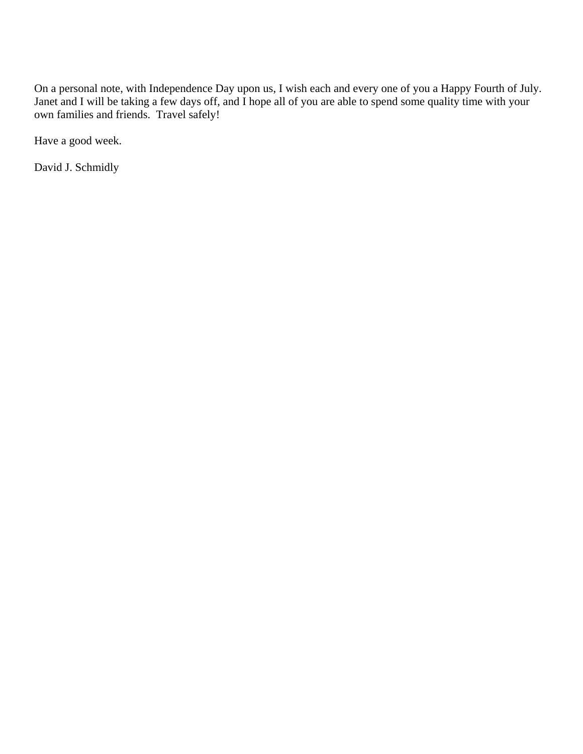On a personal note, with Independence Day upon us, I wish each and every one of you a Happy Fourth of July. Janet and I will be taking a few days off, and I hope all of you are able to spend some quality time with your own families and friends. Travel safely!

Have a good week.

David J. Schmidly